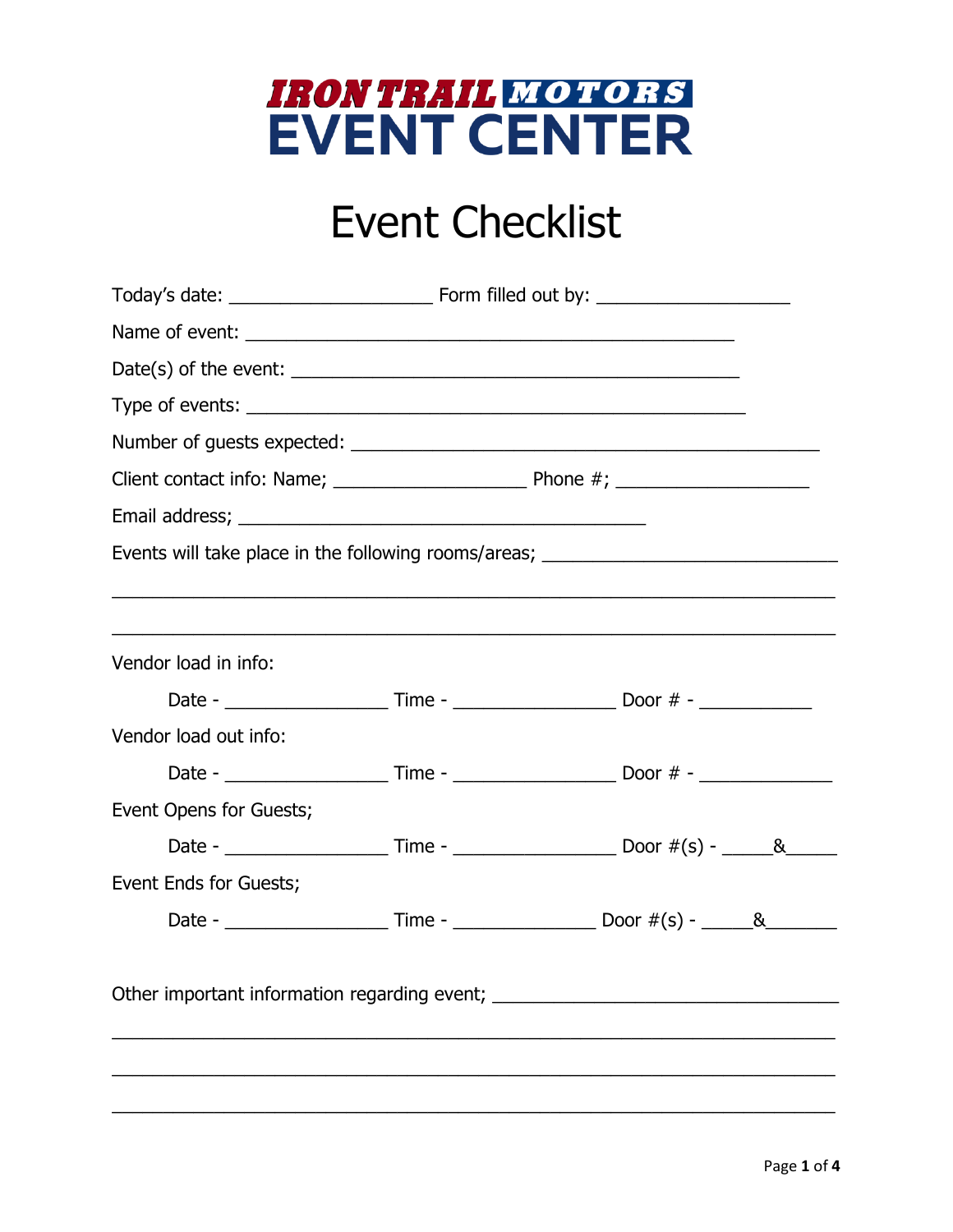# IRON TRAIL MOTORS EVENT CENTER

# Event Checklist

Today's date: ____________________ Form filled out by: ____________________

Name of event: ________________________________________________

Date(s) of the event: ____________________________________________

Type of events: _________________________________________________

Number of guests expected: ______________________________________________

Client contact info: Name; ___________________ Phone #; ___________________

Email address; ________________________________________

Events will take place in the following rooms/areas; ______________________________

_______________________________________________________________________

_______________________________________________________________________

Vendor load in info:

Date - ________________ Time - ________________ Door # - ___________

Vendor load out info:

Date - ________________ Time - ________________ Door # - _____________

Event Opens for Guests;

Date - ________________ Time - ________________ Door #(s) - _____&_____

Event Ends for Guests;

Date - ________________ Time - ______________ Door #(s) - _____&_______

Other important information regarding event; ___________________________________

_______________________________________________________________________

_______________________________________________________________________

_______________________________________________________________________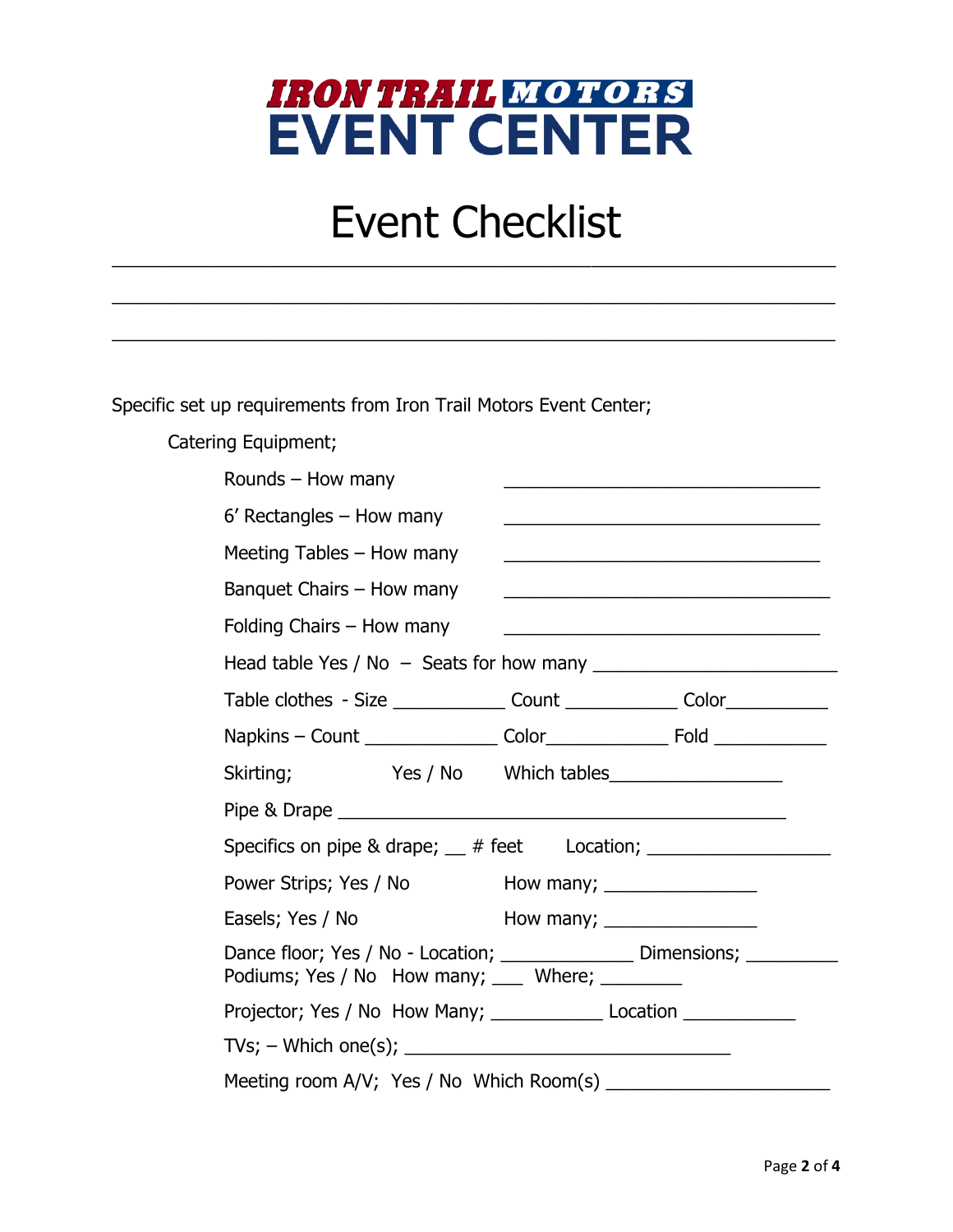**IRON TRAIL MOTORS EVENT CENTER**

# Event Checklist

\_\_\_\_\_\_\_\_\_\_\_\_\_\_\_\_\_\_\_\_\_\_\_\_\_\_\_\_\_\_\_\_\_\_\_\_\_\_\_\_\_\_\_\_\_\_\_\_\_\_\_\_\_\_\_\_\_\_\_\_\_\_\_\_

\_\_\_\_\_\_\_\_\_\_\_\_\_\_\_\_\_\_\_\_\_\_\_\_\_\_\_\_\_\_\_\_\_\_\_\_\_\_\_\_\_\_\_\_\_\_\_\_\_\_\_\_\_\_\_\_\_\_\_\_\_\_\_\_

\_\_\_\_\_\_\_\_\_\_\_\_\_\_\_\_\_\_\_\_\_\_\_\_\_\_\_\_\_\_\_\_\_\_\_\_\_\_\_\_\_\_\_\_\_\_\_\_\_\_\_\_\_\_\_\_\_\_\_\_\_\_\_\_

Specific set up requirements from Iron Trail Motors Event Center;

Catering Equipment;

Rounds – How many \_\_\_\_\_\_\_\_\_\_\_\_\_\_\_\_\_\_\_\_\_\_\_\_\_\_\_\_\_\_

6' Rectangles – How many \_\_\_\_\_\_\_\_\_\_\_\_\_\_\_\_\_\_\_\_\_\_\_\_\_\_\_\_\_\_

Meeting Tables – How many \_\_\_\_\_\_\_\_\_\_\_\_\_\_\_\_\_\_\_\_\_\_\_\_\_\_\_\_\_\_

Banquet Chairs – How many \_\_\_\_\_\_\_\_\_\_\_\_\_\_\_\_\_\_\_\_\_\_\_\_\_\_\_\_\_\_\_

Folding Chairs – How many \_\_\_\_\_\_\_\_\_\_\_\_\_\_\_\_\_\_\_\_\_\_\_\_\_\_\_\_\_\_

Head table Yes / No – Seats for how many \_\_\_\_\_\_\_\_\_\_\_\_\_\_\_\_\_\_\_\_\_\_\_

Table clothes - Size \_\_\_\_\_\_\_\_\_\_ Count \_\_\_\_\_\_\_\_\_\_ Color\_\_\_\_\_\_\_\_\_

Napkins – Count \_\_\_\_\_\_\_\_\_\_\_\_ Color\_\_\_\_\_\_\_\_\_\_\_ Fold \_\_\_\_\_\_\_\_\_\_

Skirting; Yes / No Which tables\_\_\_\_\_\_\_\_\_\_\_\_\_\_\_\_

Pipe & Drape \_\_\_\_\_\_\_\_\_\_\_\_\_\_\_\_\_\_\_\_\_\_\_\_\_\_\_\_\_\_\_\_\_\_\_\_\_\_\_\_\_\_

Specifics on pipe & drape; \_\_ # feet Location; \_\_\_\_\_\_\_\_\_\_\_\_\_\_\_\_\_

Power Strips; Yes / No How many; \_\_\_\_\_\_\_\_\_\_\_\_\_\_

Easels; Yes / No How many; \_\_\_\_\_\_\_\_\_\_\_\_\_\_

Dance floor; Yes / No - Location; \_\_\_\_\_\_\_\_\_\_\_\_ Dimensions; \_\_\_\_\_\_\_\_

Podiums; Yes / No How many; \_\_\_ Where; \_\_\_\_\_\_\_\_

Projector; Yes / No How Many; \_\_\_\_\_\_\_\_\_\_ Location \_\_\_\_\_\_\_\_\_\_

TVs; – Which one(s); \_\_\_\_\_\_\_\_\_\_\_\_\_\_\_\_\_\_\_\_\_\_\_\_\_\_\_\_\_\_\_

Meeting room A/V; Yes / No Which Room(s) \_\_\_\_\_\_\_\_\_\_\_\_\_\_\_\_\_\_\_\_\_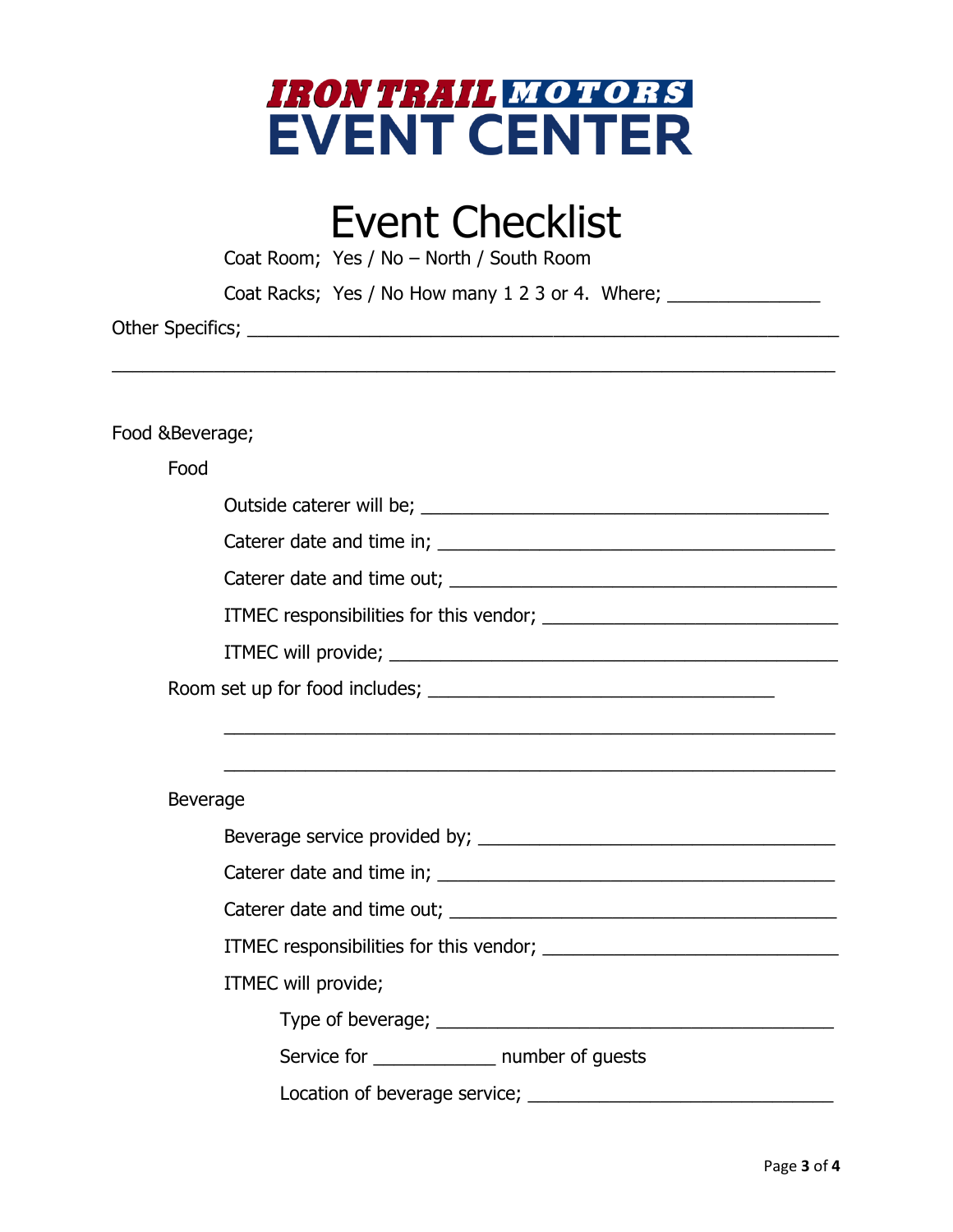IRON TRAIL MOTORS EVENT CENTER

# Event Checklist

Coat Room; Yes / No – North / South Room

Coat Racks; Yes / No How many 1 2 3 or 4. Where; _______________

Other Specifics; ____________________________________________________________

____________________________________________________________________________

Food &Beverage;

Food

Outside caterer will be; ________________________________________

Caterer date and time in; ________________________________________

Caterer date and time out; _______________________________________

ITMEC responsibilities for this vendor; ____________________________

ITMEC will provide; ____________________________________________

Room set up for food includes; __________________________________

____________________________________________________________

____________________________________________________________

Beverage

Beverage service provided by; ___________________________________

Caterer date and time in; ________________________________________

Caterer date and time out; _______________________________________

ITMEC responsibilities for this vendor; ____________________________

ITMEC will provide;

Type of beverage; ______________________________________

Service for ____________ number of guests

Location of beverage service; ____________________________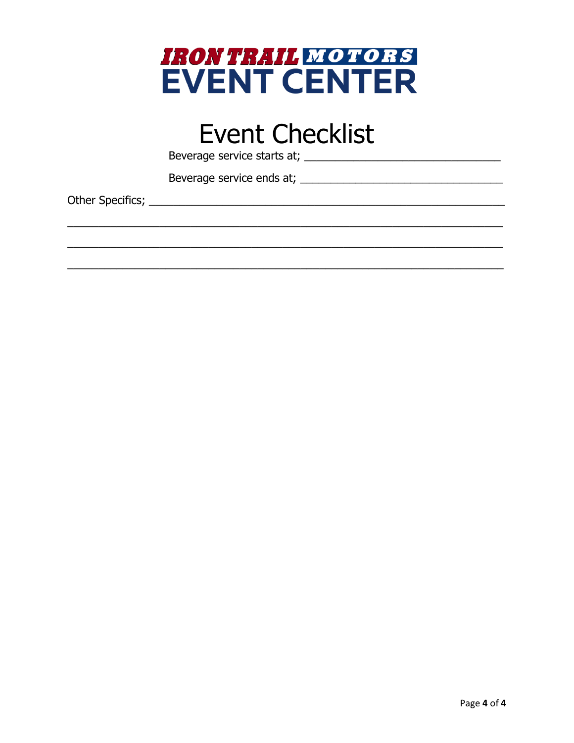IRON TRAIL MOTORS EVENT CENTER

# Event Checklist

Beverage service starts at; ________________________________

Beverage service ends at; _________________________________

Other Specifics; ___________________________________________________________

_______________________________________________________________________

_______________________________________________________________________

_______________________________________________________________________